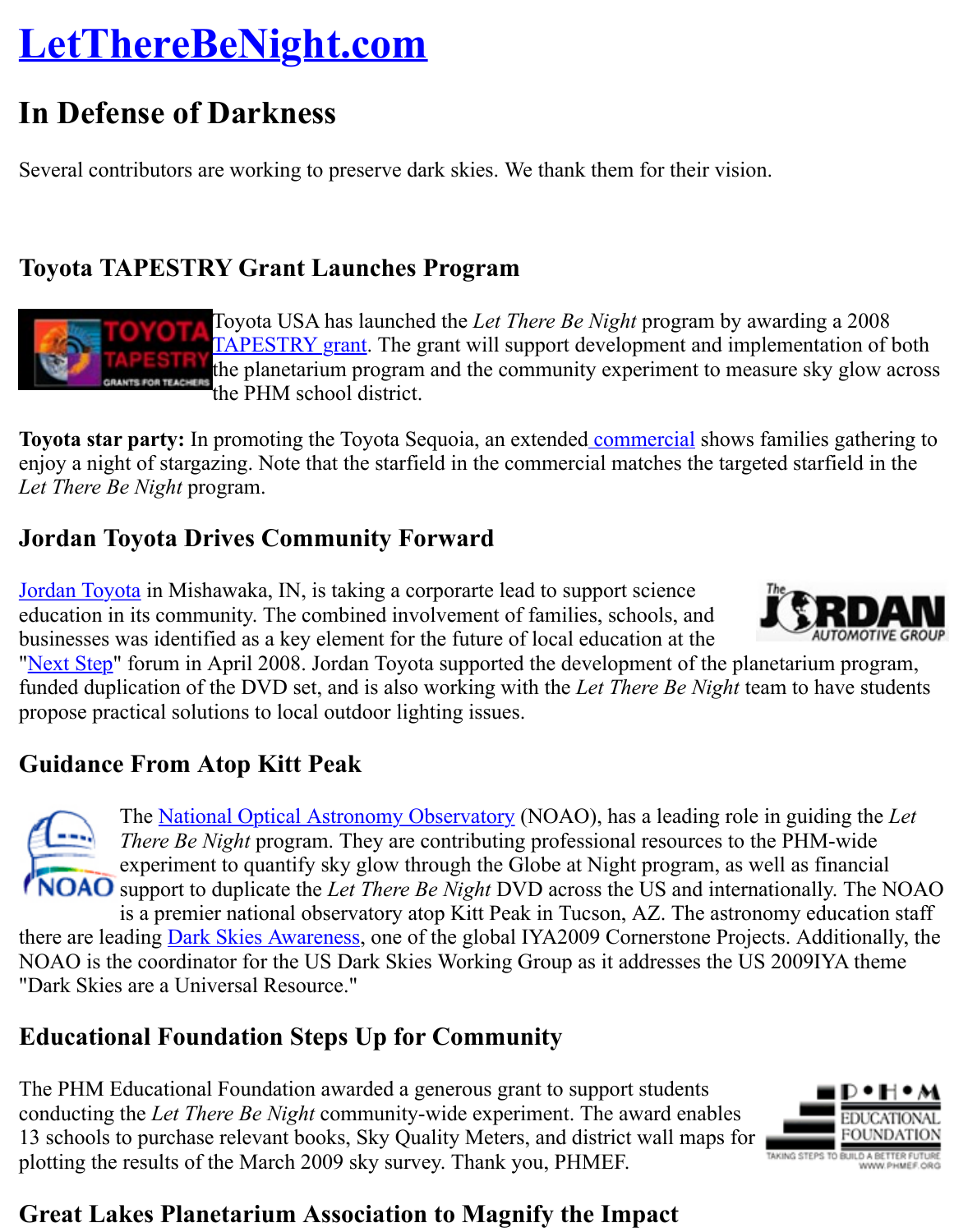# LetThereBeNight.com

## In Defense of Darkness

Several contributors are working to preserve dark skies. We thank them for their vision.

### Toyota TAPESTRY Grant Launches Program

Toyota USA has launched the *Let There Be Night* program by awarding a 2008 TAPESTRY grant. The grant will support development and implementation of both the planetarium program and the community experiment to measure sky glow across the PHM school district.

**Toyota star party:** In promoting the Toyota Sequoia, an extended commercial shows families gathering to enjoy a night of stargazing. Note that the starfield in the commercial matches the targeted starfield in the *Let There Be Night* program.

### Jordan Toyota Drives Community Forward

Jordan Toyota in Mishawaka, IN, is taking a corporarte lead to support science education in its community. The combined involvement of families, schools, and businesses was identified as a key element for the future of local education at the "Next Step" forum in April 2008. Jordan Toyota supported the development of the planetarium program, funded duplication of the DVD set, and is also working with the *Let There Be Night* team to have students propose practical solutions to local outdoor lighting issues.

### Guidance From Atop Kitt Peak

The National Optical Astronomy Observatory (NOAO), has a leading role in guiding the *Let There Be Night* program. They are contributing professional resources to the PHM-wide experiment to quantify sky glow through the Globe at Night program, as well as financial support to duplicate the *Let There Be Night* DVD across the US and internationally. The NOAO is a premier national observatory atop Kitt Peak in Tucson, AZ. The astronomy education staff there are leading Dark Skies Awareness, one of the global IYA2009 Cornerstone Projects. Additionally, the NOAO is the coordinator for the US Dark Skies Working Group as it addresses the US 2009IYA theme "Dark Skies are a Universal Resource."

### Educational Foundation Steps Up for Community

The PHM Educational Foundation awarded a generous grant to support students conducting the *Let There Be Night* community-wide experiment. The award enables 13 schools to purchase relevant books, Sky Quality Meters, and district wall maps for plotting the results of the March 2009 sky survey. Thank you, PHMEF.

### Great Lakes Planetarium Association to Magnify the Impact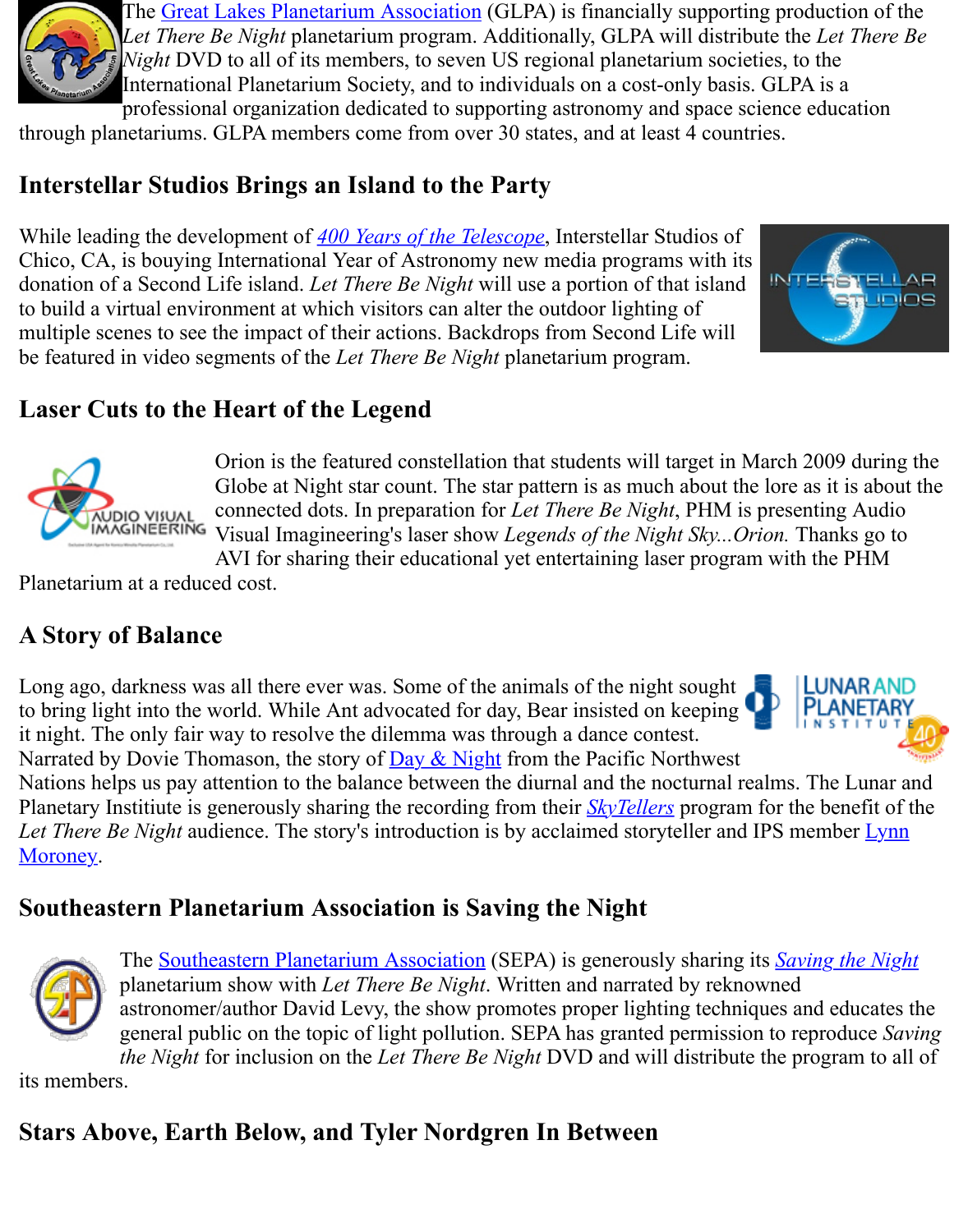The Great Lakes Planetarium Association (GLPA) is financially supporting production of the *Let There Be Night* planetarium program. Additionally, GLPA will distribute the *Let There Be Night* DVD to all of its members, to seven US regional planetarium societies, to the International Planetarium Society, and to individuals on a cost-only basis. GLPA is a professional organization dedicated to supporting astronomy and space science education through planetariums. GLPA members come from over 30 states, and at least 4 countries.

## Interstellar Studios Brings an Island to the Party

While leading the development of *400 Years of the Telescope*, Interstellar Studios of Chico, CA, is bouying International Year of Astronomy new media programs with its donation of a Second Life island. *Let There Be Night* will use a portion of that island to build a virtual environment at which visitors can alter the outdoor lighting of multiple scenes to see the impact of their actions. Backdrops from Second Life will be featured in video segments of the *Let There Be Night* planetarium program.

## Laser Cuts to the Heart of the Legend

Orion is the featured constellation that students will target in March 2009 during the Globe at Night star count. The star pattern is as much about the lore as it is about the connected dots. In preparation for *Let There Be Night*, PHM is presenting Audio Visual Imagineering's laser show *Legends of the Night Sky...Orion.* Thanks go to AVI for sharing their educational yet entertaining laser program with the PHM Planetarium at a reduced cost.

## A Story of Balance

Long ago, darkness was all there ever was. Some of the animals of the night sought to bring light into the world. While Ant advocated for day, Bear insisted on keeping it night. The only fair way to resolve the dilemma was through a dance contest. Narrated by Dovie Thomason, the story of Day & Night from the Pacific Northwest Nations helps us pay attention to the balance between the diurnal and the nocturnal realms. The Lunar and Planetary Institiute is generously sharing the recording from their *SkyTellers* program for the benefit of the *Let There Be Night* audience. The story's introduction is by acclaimed storyteller and IPS member Lynn Moroney.

## Southeastern Planetarium Association is Saving the Night

The Southeastern Planetarium Association (SEPA) is generously sharing its *Saving the Night* planetarium show with *Let There Be Night*. Written and narrated by reknowned astronomer/author David Levy, the show promotes proper lighting techniques and educates the general public on the topic of light pollution. SEPA has granted permission to reproduce *Saving the Night* for inclusion on the *Let There Be Night* DVD and will distribute the program to all of its members.

## Stars Above, Earth Below, and Tyler Nordgren In Between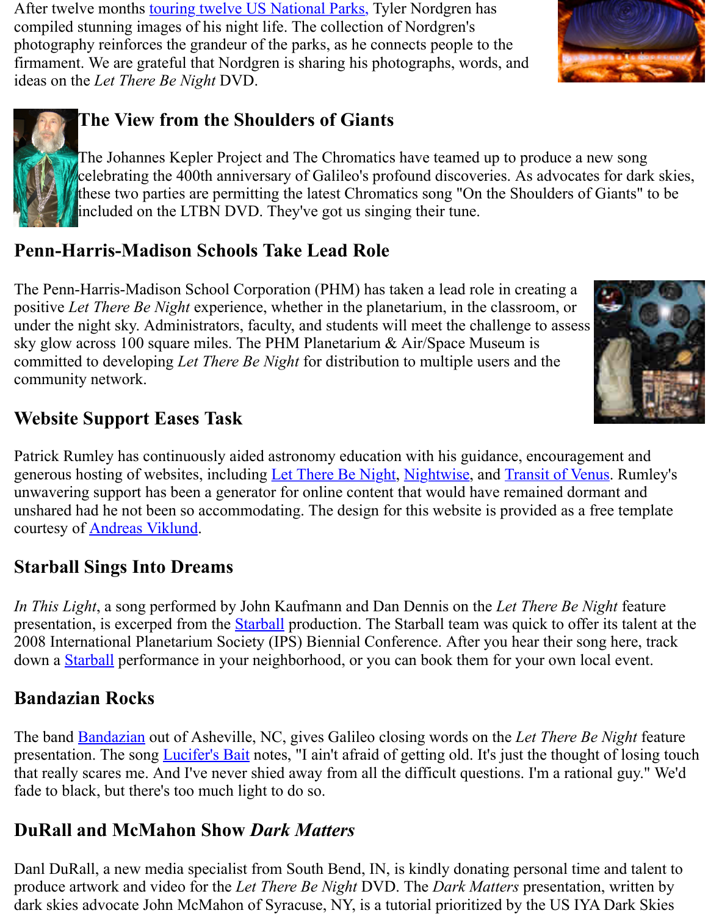After twelve months touring twelve US National Parks, Tyler Nordgren has compiled stunning images of his night life. The collection of Nordgren's photography reinforces the grandeur of the parks, as he connects people to the firmament. We are grateful that Nordgren is sharing his photographs, words, and ideas on the *Let There Be Night* DVD.

## The View from the Shoulders of Giants

The Johannes Kepler Project and The Chromatics have teamed up to produce a new song celebrating the 400th anniversary of Galileo's profound discoveries. As advocates for dark skies, these two parties are permitting the latest Chromatics song "On the Shoulders of Giants" to be included on the LTBN DVD. They've got us singing their tune.

## Penn-Harris-Madison Schools Take Lead Role

The Penn-Harris-Madison School Corporation (PHM) has taken a lead role in creating a positive *Let There Be Night* experience, whether in the planetarium, in the classroom, or under the night sky. Administrators, faculty, and students will meet the challenge to assess sky glow across 100 square miles. The PHM Planetarium & Air/Space Museum is committed to developing *Let There Be Night* for distribution to multiple users and the community network.

## Website Support Eases Task

Patrick Rumley has continuously aided astronomy education with his guidance, encouragement and generous hosting of websites, including Let There Be Night, Nightwise, and Transit of Venus. Rumley's unwavering support has been a generator for online content that would have remained dormant and unshared had he not been so accommodating. The design for this website is provided as a free template courtesy of Andreas Viklund.

## Starball Sings Into Dreams

*In This Light*, a song performed by John Kaufmann and Dan Dennis on the *Let There Be Night* feature presentation, is excerped from the Starball production. The Starball team was quick to offer its talent at the 2008 International Planetarium Society (IPS) Biennial Conference. After you hear their song here, track down a Starball performance in your neighborhood, or you can book them for your own local event.

## Bandazian Rocks

The band Bandazian out of Asheville, NC, gives Galileo closing words on the *Let There Be Night* feature presentation. The song Lucifer's Bait notes, "I ain't afraid of getting old. It's just the thought of losing touch that really scares me. And I've never shied away from all the difficult questions. I'm a rational guy." We'd fade to black, but there's too much light to do so.

## DuRall and McMahon Show *Dark Matters*

Danl DuRall, a new media specialist from South Bend, IN, is kindly donating personal time and talent to produce artwork and video for the *Let There Be Night* DVD. The *Dark Matters* presentation, written by dark skies advocate John McMahon of Syracuse, NY, is a tutorial prioritized by the US IYA Dark Skies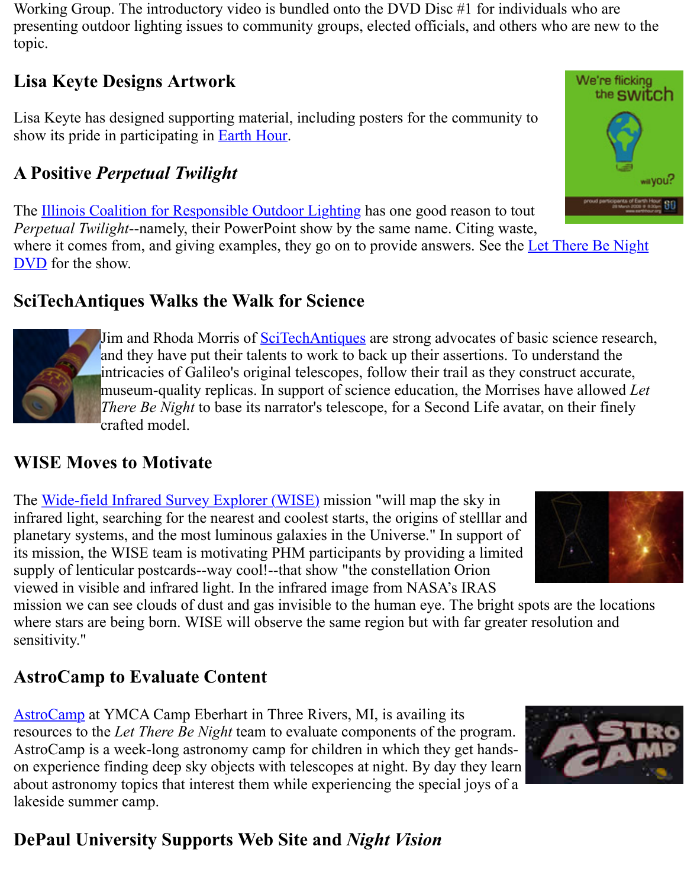Working Group. The introductory video is bundled onto the DVD Disc #1 for individuals who are presenting outdoor lighting issues to community groups, elected officials, and others who are new to the topic.

## Lisa Keyte Designs Artwork

Lisa Keyte has designed supporting material, including posters for the community to show its pride in participating in Earth Hour.

## A Positive *Perpetual Twilight*

The Illinois Coalition for Responsible Outdoor Lighting has one good reason to tout *Perpetual Twilight*--namely, their PowerPoint show by the same name. Citing waste, where it comes from, and giving examples, they go on to provide answers. See the Let There Be Night DVD for the show.

## SciTechAntiques Walks the Walk for Science

Jim and Rhoda Morris of SciTechAntiques are strong advocates of basic science research, and they have put their talents to work to back up their assertions. To understand the intricacies of Galileo's original telescopes, follow their trail as they construct accurate, museum-quality replicas. In support of science education, the Morrises have allowed *Let There Be Night* to base its narrator's telescope, for a Second Life avatar, on their finely crafted model.

## WISE Moves to Motivate

The Wide-field Infrared Survey Explorer (WISE) mission "will map the sky in infrared light, searching for the nearest and coolest starts, the origins of stelllar and planetary systems, and the most luminous galaxies in the Universe." In support of its mission, the WISE team is motivating PHM participants by providing a limited supply of lenticular postcards--way cool!--that show "the constellation Orion viewed in visible and infrared light. In the infrared image from NASA's IRAS mission we can see clouds of dust and gas invisible to the human eye. The bright spots are the locations where stars are being born. WISE will observe the same region but with far greater resolution and sensitivity."

## AstroCamp to Evaluate Content

AstroCamp at YMCA Camp Eberhart in Three Rivers, MI, is availing its resources to the *Let There Be Night* team to evaluate components of the program. AstroCamp is a week-long astronomy camp for children in which they get hands-on experience finding deep sky objects with telescopes at night. By day they learn about astronomy topics that interest them while experiencing the special joys of a lakeside summer camp.

## DePaul University Supports Web Site and *Night Vision*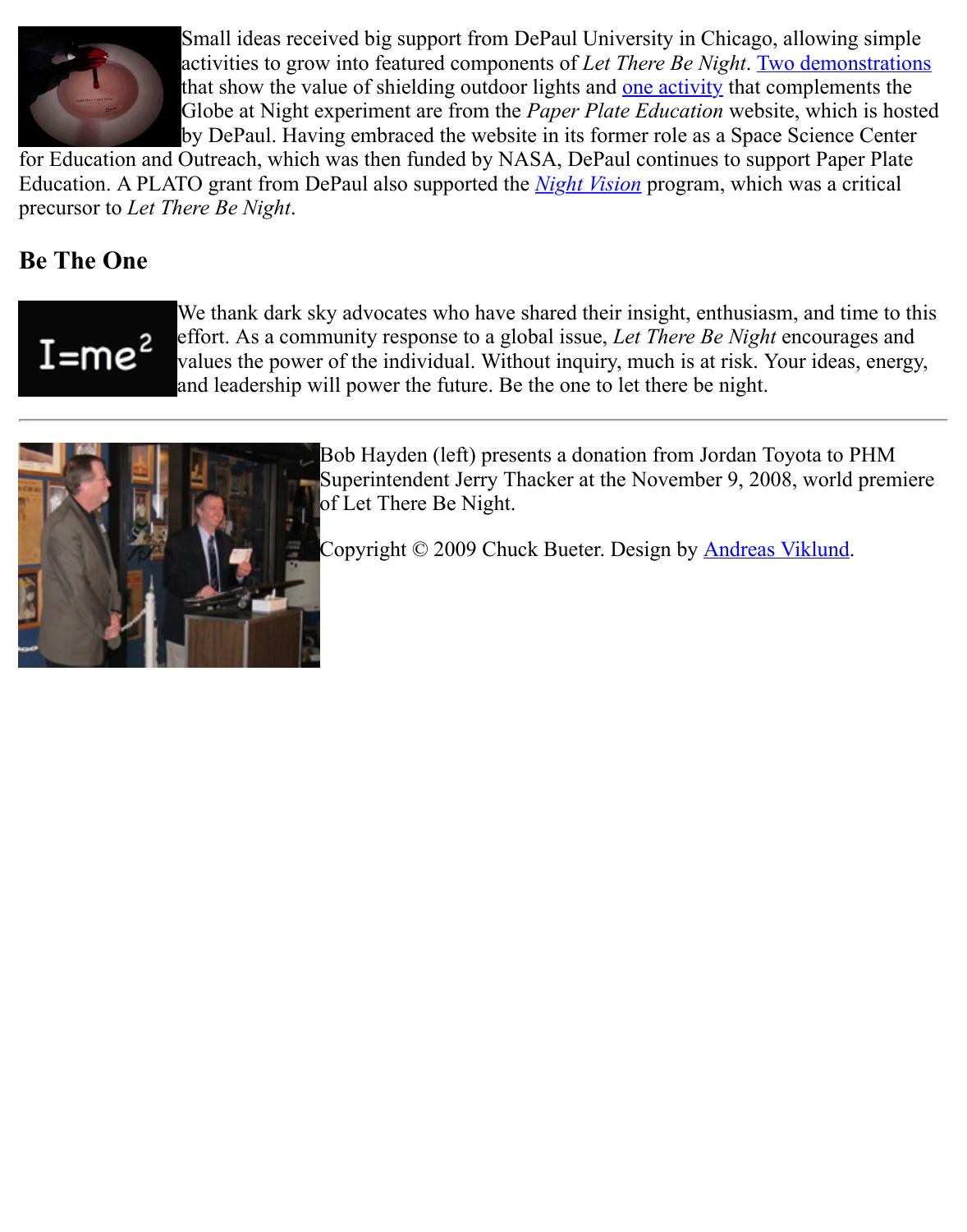Small ideas received big support from DePaul University in Chicago, allowing simple activities to grow into featured components of *Let There Be Night*. Two demonstrations that show the value of shielding outdoor lights and one activity that complements the Globe at Night experiment are from the *Paper Plate Education* website, which is hosted by DePaul. Having embraced the website in its former role as a Space Science Center for Education and Outreach, which was then funded by NASA, DePaul continues to support Paper Plate Education. A PLATO grant from DePaul also supported the *Night Vision* program, which was a critical precursor to *Let There Be Night*.

## Be The One

We thank dark sky advocates who have shared their insight, enthusiasm, and time to this effort. As a community response to a global issue, *Let There Be Night* encourages and values the power of the individual. Without inquiry, much is at risk. Your ideas, energy, and leadership will power the future. Be the one to let there be night.

---

Bob Hayden (left) presents a donation from Jordan Toyota to PHM Superintendent Jerry Thacker at the November 9, 2008, world premiere of Let There Be Night.

Copyright © 2009 Chuck Bueter. Design by Andreas Viklund.